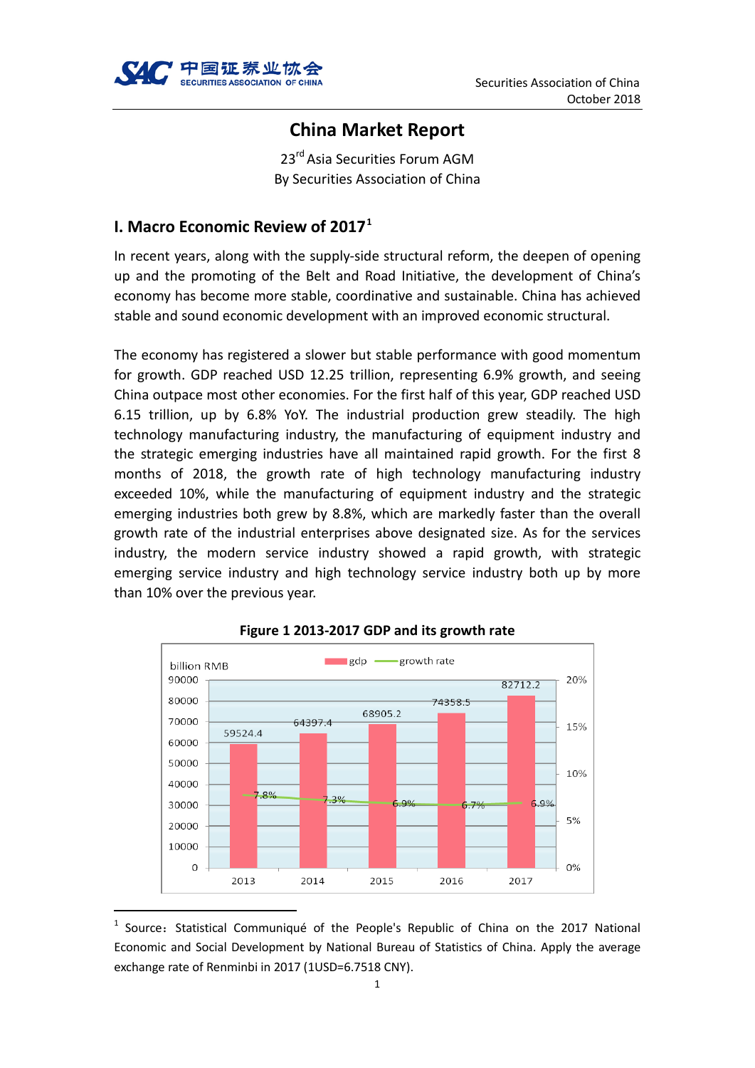# China Market Report

23rd Asia Securities Forum AGM
By Securities Association of China

## I. Macro Economic Review of 2017[1]

In recent years, along with the supply-side structural reform, the deepen of opening up and the promoting of the Belt and Road Initiative, the development of China's economy has become more stable, coordinative and sustainable. China has achieved stable and sound economic development with an improved economic structural.

The economy has registered a slower but stable performance with good momentum for growth. GDP reached USD 12.25 trillion, representing 6.9% growth, and seeing China outpace most other economies. For the first half of this year, GDP reached USD 6.15 trillion, up by 6.8% YoY. The industrial production grew steadily. The high technology manufacturing industry, the manufacturing of equipment industry and the strategic emerging industries have all maintained rapid growth. For the first 8 months of 2018, the growth rate of high technology manufacturing industry exceeded 10%, while the manufacturing of equipment industry and the strategic emerging industries both grew by 8.8%, which are markedly faster than the overall growth rate of the industrial enterprises above designated size. As for the services industry, the modern service industry showed a rapid growth, with strategic emerging service industry and high technology service industry both up by more than 10% over the previous year.

**Figure 1 2013-2017 GDP and its growth rate**

| Year | GDP (billion RMB) | Growth rate |
|---|---|---|
| 2013 | 59524.4 | 7.8% |
| 2014 | 64397.4 | 7.3% |
| 2015 | 68905.2 | 6.9% |
| 2016 | 74358.5 | 6.7% |
| 2017 | 82712.2 | 6.9% |

[1] Source: Statistical Communiqué of the People's Republic of China on the 2017 National Economic and Social Development by National Bureau of Statistics of China. Apply the average exchange rate of Renminbi in 2017 (1USD=6.7518 CNY).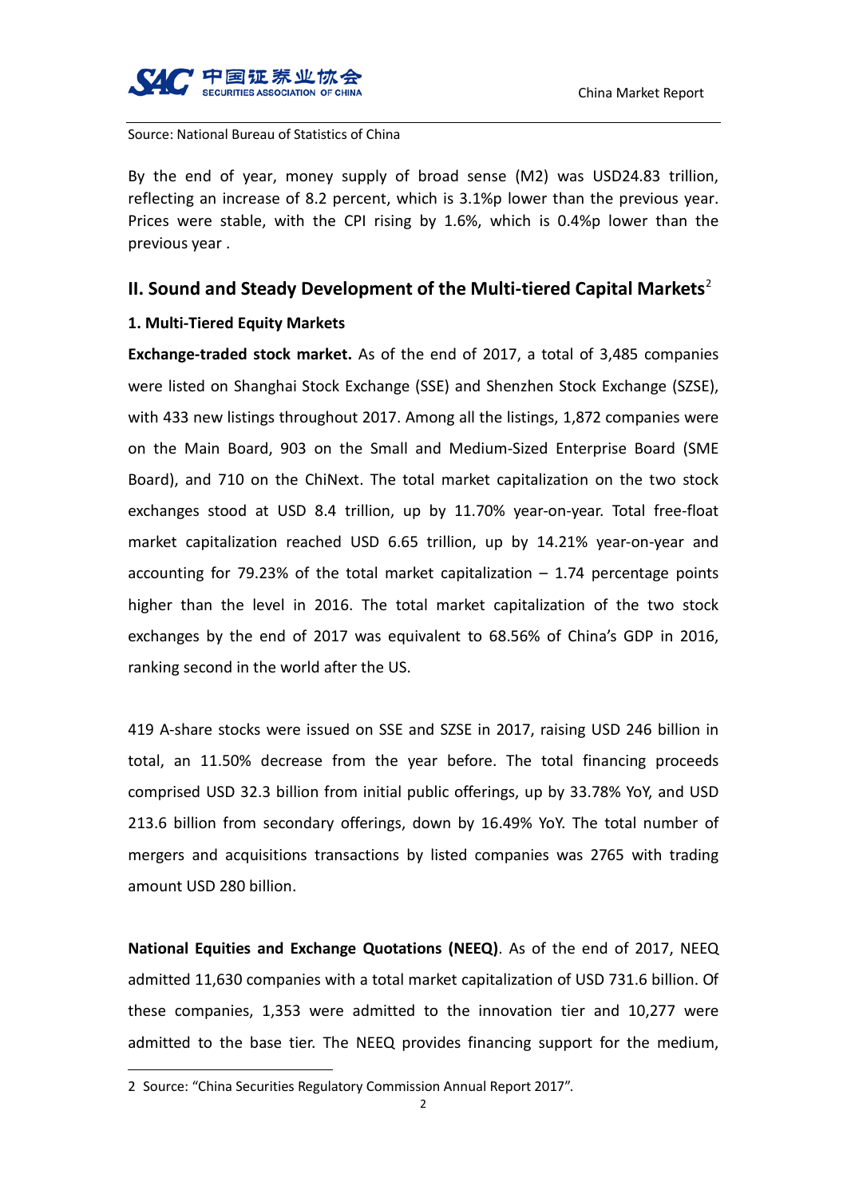Source: National Bureau of Statistics of China

By the end of year, money supply of broad sense (M2) was USD24.83 trillion, reflecting an increase of 8.2 percent, which is 3.1%p lower than the previous year. Prices were stable, with the CPI rising by 1.6%, which is 0.4%p lower than the previous year .

## II. Sound and Steady Development of the Multi-tiered Capital Markets[2]

### 1. Multi-Tiered Equity Markets

**Exchange-traded stock market.** As of the end of 2017, a total of 3,485 companies were listed on Shanghai Stock Exchange (SSE) and Shenzhen Stock Exchange (SZSE), with 433 new listings throughout 2017. Among all the listings, 1,872 companies were on the Main Board, 903 on the Small and Medium-Sized Enterprise Board (SME Board), and 710 on the ChiNext. The total market capitalization on the two stock exchanges stood at USD 8.4 trillion, up by 11.70% year-on-year. Total free-float market capitalization reached USD 6.65 trillion, up by 14.21% year-on-year and accounting for 79.23% of the total market capitalization – 1.74 percentage points higher than the level in 2016. The total market capitalization of the two stock exchanges by the end of 2017 was equivalent to 68.56% of China's GDP in 2016, ranking second in the world after the US.

419 A-share stocks were issued on SSE and SZSE in 2017, raising USD 246 billion in total, an 11.50% decrease from the year before. The total financing proceeds comprised USD 32.3 billion from initial public offerings, up by 33.78% YoY, and USD 213.6 billion from secondary offerings, down by 16.49% YoY. The total number of mergers and acquisitions transactions by listed companies was 2765 with trading amount USD 280 billion.

**National Equities and Exchange Quotations (NEEQ)**. As of the end of 2017, NEEQ admitted 11,630 companies with a total market capitalization of USD 731.6 billion. Of these companies, 1,353 were admitted to the innovation tier and 10,277 were admitted to the base tier. The NEEQ provides financing support for the medium,

2 Source: "China Securities Regulatory Commission Annual Report 2017".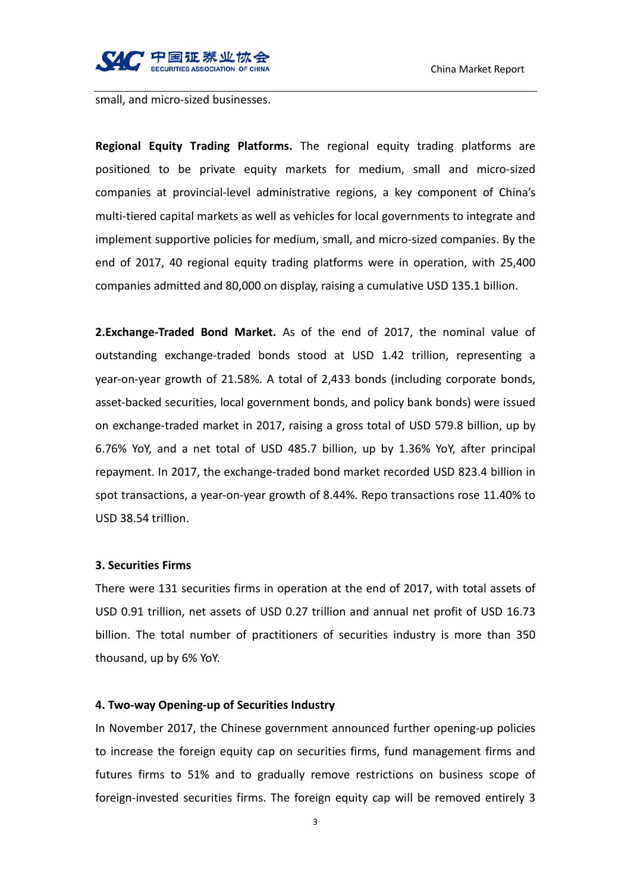small, and micro-sized businesses.

**Regional Equity Trading Platforms.** The regional equity trading platforms are positioned to be private equity markets for medium, small and micro-sized companies at provincial-level administrative regions, a key component of China's multi-tiered capital markets as well as vehicles for local governments to integrate and implement supportive policies for medium, small, and micro-sized companies. By the end of 2017, 40 regional equity trading platforms were in operation, with 25,400 companies admitted and 80,000 on display, raising a cumulative USD 135.1 billion.

**2.Exchange-Traded Bond Market.** As of the end of 2017, the nominal value of outstanding exchange-traded bonds stood at USD 1.42 trillion, representing a year-on-year growth of 21.58%. A total of 2,433 bonds (including corporate bonds, asset-backed securities, local government bonds, and policy bank bonds) were issued on exchange-traded market in 2017, raising a gross total of USD 579.8 billion, up by 6.76% YoY, and a net total of USD 485.7 billion, up by 1.36% YoY, after principal repayment. In 2017, the exchange-traded bond market recorded USD 823.4 billion in spot transactions, a year-on-year growth of 8.44%. Repo transactions rose 11.40% to USD 38.54 trillion.

### 3. Securities Firms

There were 131 securities firms in operation at the end of 2017, with total assets of USD 0.91 trillion, net assets of USD 0.27 trillion and annual net profit of USD 16.73 billion. The total number of practitioners of securities industry is more than 350 thousand, up by 6% YoY.

### 4. Two-way Opening-up of Securities Industry

In November 2017, the Chinese government announced further opening-up policies to increase the foreign equity cap on securities firms, fund management firms and futures firms to 51% and to gradually remove restrictions on business scope of foreign-invested securities firms. The foreign equity cap will be removed entirely 3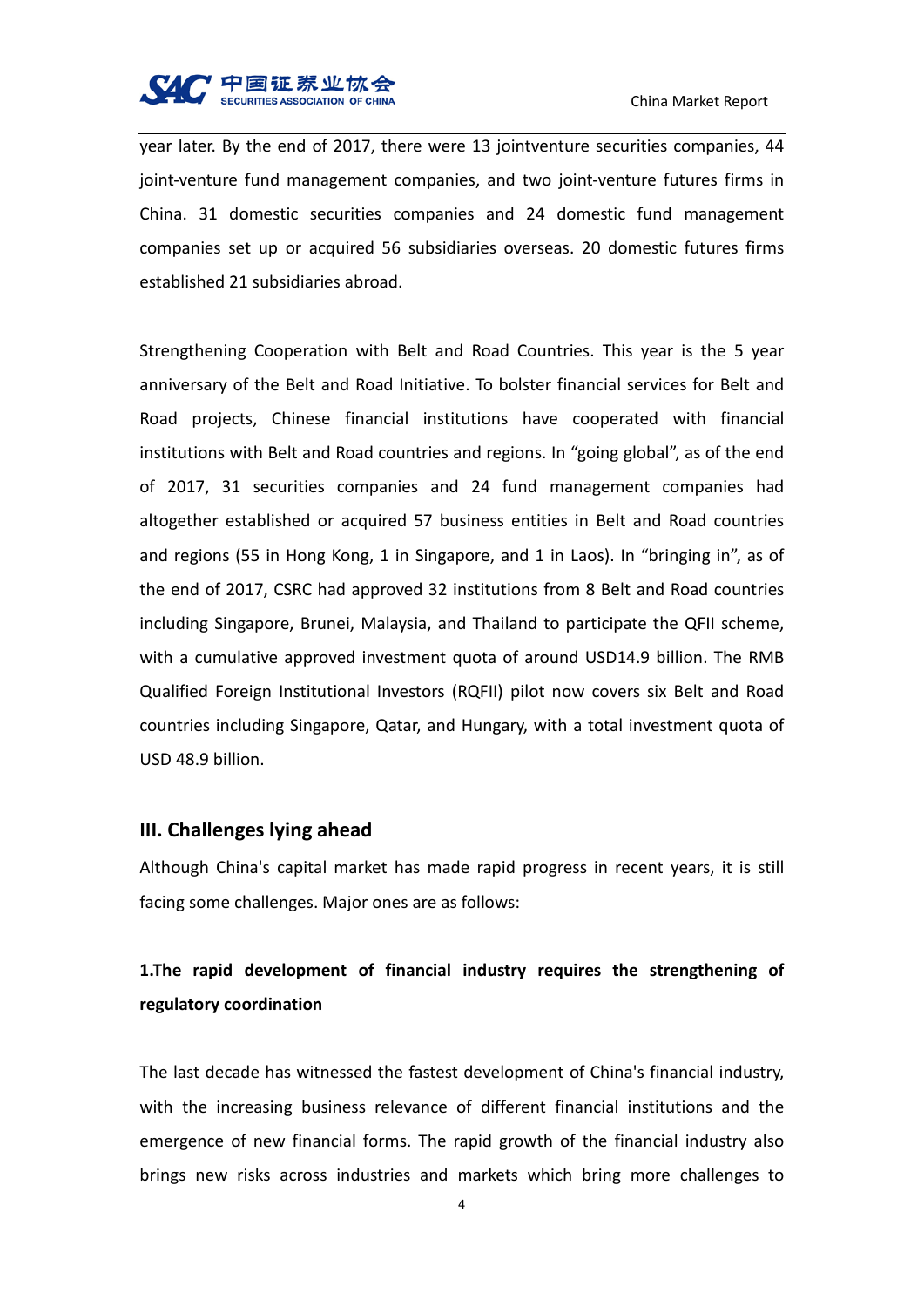year later. By the end of 2017, there were 13 jointventure securities companies, 44 joint-venture fund management companies, and two joint-venture futures firms in China. 31 domestic securities companies and 24 domestic fund management companies set up or acquired 56 subsidiaries overseas. 20 domestic futures firms established 21 subsidiaries abroad.

Strengthening Cooperation with Belt and Road Countries. This year is the 5 year anniversary of the Belt and Road Initiative. To bolster financial services for Belt and Road projects, Chinese financial institutions have cooperated with financial institutions with Belt and Road countries and regions. In "going global", as of the end of 2017, 31 securities companies and 24 fund management companies had altogether established or acquired 57 business entities in Belt and Road countries and regions (55 in Hong Kong, 1 in Singapore, and 1 in Laos). In "bringing in", as of the end of 2017, CSRC had approved 32 institutions from 8 Belt and Road countries including Singapore, Brunei, Malaysia, and Thailand to participate the QFII scheme, with a cumulative approved investment quota of around USD14.9 billion. The RMB Qualified Foreign Institutional Investors (RQFII) pilot now covers six Belt and Road countries including Singapore, Qatar, and Hungary, with a total investment quota of USD 48.9 billion.

## III. Challenges lying ahead

Although China's capital market has made rapid progress in recent years, it is still facing some challenges. Major ones are as follows:

### 1.The rapid development of financial industry requires the strengthening of regulatory coordination

The last decade has witnessed the fastest development of China's financial industry, with the increasing business relevance of different financial institutions and the emergence of new financial forms. The rapid growth of the financial industry also brings new risks across industries and markets which bring more challenges to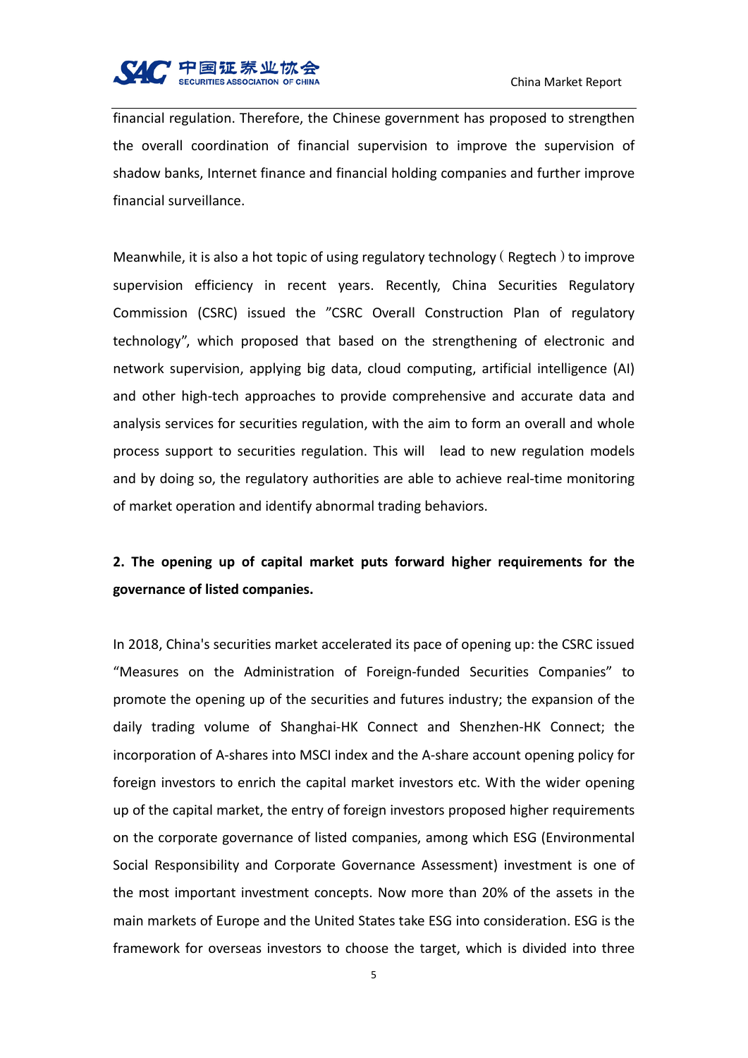financial regulation. Therefore, the Chinese government has proposed to strengthen the overall coordination of financial supervision to improve the supervision of shadow banks, Internet finance and financial holding companies and further improve financial surveillance.

Meanwhile, it is also a hot topic of using regulatory technology（Regtech）to improve supervision efficiency in recent years. Recently, China Securities Regulatory Commission (CSRC) issued the "CSRC Overall Construction Plan of regulatory technology", which proposed that based on the strengthening of electronic and network supervision, applying big data, cloud computing, artificial intelligence (AI) and other high-tech approaches to provide comprehensive and accurate data and analysis services for securities regulation, with the aim to form an overall and whole process support to securities regulation. This will lead to new regulation models and by doing so, the regulatory authorities are able to achieve real-time monitoring of market operation and identify abnormal trading behaviors.

**2. The opening up of capital market puts forward higher requirements for the governance of listed companies.**

In 2018, China's securities market accelerated its pace of opening up: the CSRC issued "Measures on the Administration of Foreign-funded Securities Companies" to promote the opening up of the securities and futures industry; the expansion of the daily trading volume of Shanghai-HK Connect and Shenzhen-HK Connect; the incorporation of A-shares into MSCI index and the A-share account opening policy for foreign investors to enrich the capital market investors etc. With the wider opening up of the capital market, the entry of foreign investors proposed higher requirements on the corporate governance of listed companies, among which ESG (Environmental Social Responsibility and Corporate Governance Assessment) investment is one of the most important investment concepts. Now more than 20% of the assets in the main markets of Europe and the United States take ESG into consideration. ESG is the framework for overseas investors to choose the target, which is divided into three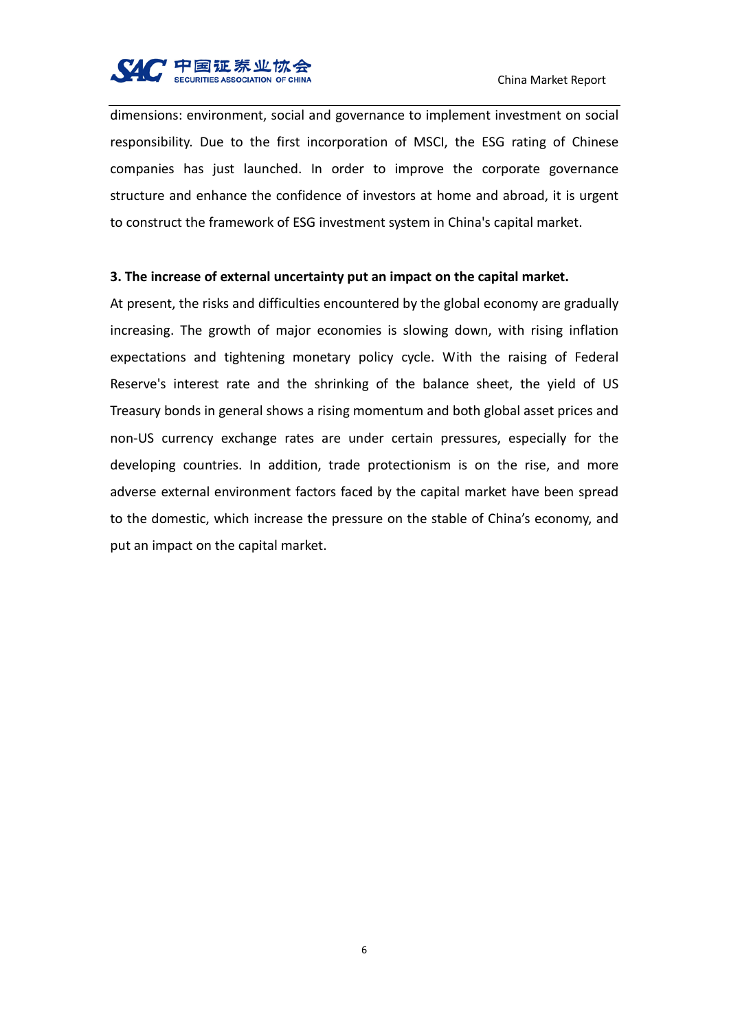dimensions: environment, social and governance to implement investment on social responsibility. Due to the first incorporation of MSCI, the ESG rating of Chinese companies has just launched. In order to improve the corporate governance structure and enhance the confidence of investors at home and abroad, it is urgent to construct the framework of ESG investment system in China's capital market.

**3. The increase of external uncertainty put an impact on the capital market.**

At present, the risks and difficulties encountered by the global economy are gradually increasing. The growth of major economies is slowing down, with rising inflation expectations and tightening monetary policy cycle. With the raising of Federal Reserve's interest rate and the shrinking of the balance sheet, the yield of US Treasury bonds in general shows a rising momentum and both global asset prices and non-US currency exchange rates are under certain pressures, especially for the developing countries. In addition, trade protectionism is on the rise, and more adverse external environment factors faced by the capital market have been spread to the domestic, which increase the pressure on the stable of China's economy, and put an impact on the capital market.